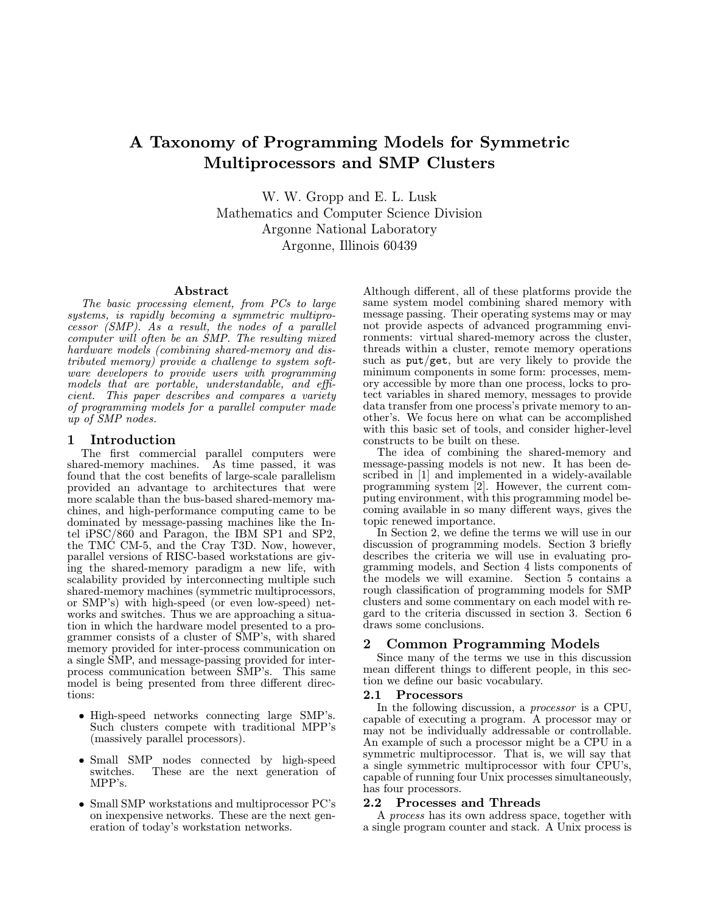# A Taxonomy of Programming Models for Symmetric Multiprocessors and SMP Clusters

W. W. Gropp and E. L. Lusk
Mathematics and Computer Science Division
Argonne National Laboratory
Argonne, Illinois 60439

## Abstract

*The basic processing element, from PCs to large systems, is rapidly becoming a symmetric multiprocessor (SMP). As a result, the nodes of a parallel computer will often be an SMP. The resulting mixed hardware models (combining shared-memory and distributed memory) provide a challenge to system software developers to provide users with programming models that are portable, understandable, and efficient. This paper describes and compares a variety of programming models for a parallel computer made up of SMP nodes.*

## 1 Introduction

The first commercial parallel computers were shared-memory machines. As time passed, it was found that the cost benefits of large-scale parallelism provided an advantage to architectures that were more scalable than the bus-based shared-memory machines, and high-performance computing came to be dominated by message-passing machines like the Intel iPSC/860 and Paragon, the IBM SP1 and SP2, the TMC CM-5, and the Cray T3D. Now, however, parallel versions of RISC-based workstations are giving the shared-memory paradigm a new life, with scalability provided by interconnecting multiple such shared-memory machines (symmetric multiprocessors, or SMP's) with high-speed (or even low-speed) networks and switches. Thus we are approaching a situation in which the hardware model presented to a programmer consists of a cluster of SMP's, with shared memory provided for inter-process communication on a single SMP, and message-passing provided for inter-process communication between SMP's. This same model is being presented from three different directions:

- High-speed networks connecting large SMP's. Such clusters compete with traditional MPP's (massively parallel processors).
- Small SMP nodes connected by high-speed switches. These are the next generation of MPP's.
- Small SMP workstations and multiprocessor PC's on inexpensive networks. These are the next generation of today's workstation networks.

Although different, all of these platforms provide the same system model combining shared memory with message passing. Their operating systems may or may not provide aspects of advanced programming environments: virtual shared-memory across the cluster, threads within a cluster, remote memory operations such as `put/get`, but are very likely to provide the minimum components in some form: processes, memory accessible by more than one process, locks to protect variables in shared memory, messages to provide data transfer from one process's private memory to another's. We focus here on what can be accomplished with this basic set of tools, and consider higher-level constructs to be built on these.

The idea of combining the shared-memory and message-passing models is not new. It has been described in [1] and implemented in a widely-available programming system [2]. However, the current computing environment, with this programming model becoming available in so many different ways, gives the topic renewed importance.

In Section 2, we define the terms we will use in our discussion of programming models. Section 3 briefly describes the criteria we will use in evaluating programming models, and Section 4 lists components of the models we will examine. Section 5 contains a rough classification of programming models for SMP clusters and some commentary on each model with regard to the criteria discussed in section 3. Section 6 draws some conclusions.

## 2 Common Programming Models

Since many of the terms we use in this discussion mean different things to different people, in this section we define our basic vocabulary.

### 2.1 Processors

In the following discussion, a *processor* is a CPU, capable of executing a program. A processor may or may not be individually addressable or controllable. An example of such a processor might be a CPU in a symmetric multiprocessor. That is, we will say that a single symmetric multiprocessor with four CPU's, capable of running four Unix processes simultaneously, has four processors.

### 2.2 Processes and Threads

A *process* has its own address space, together with a single program counter and stack. A Unix process is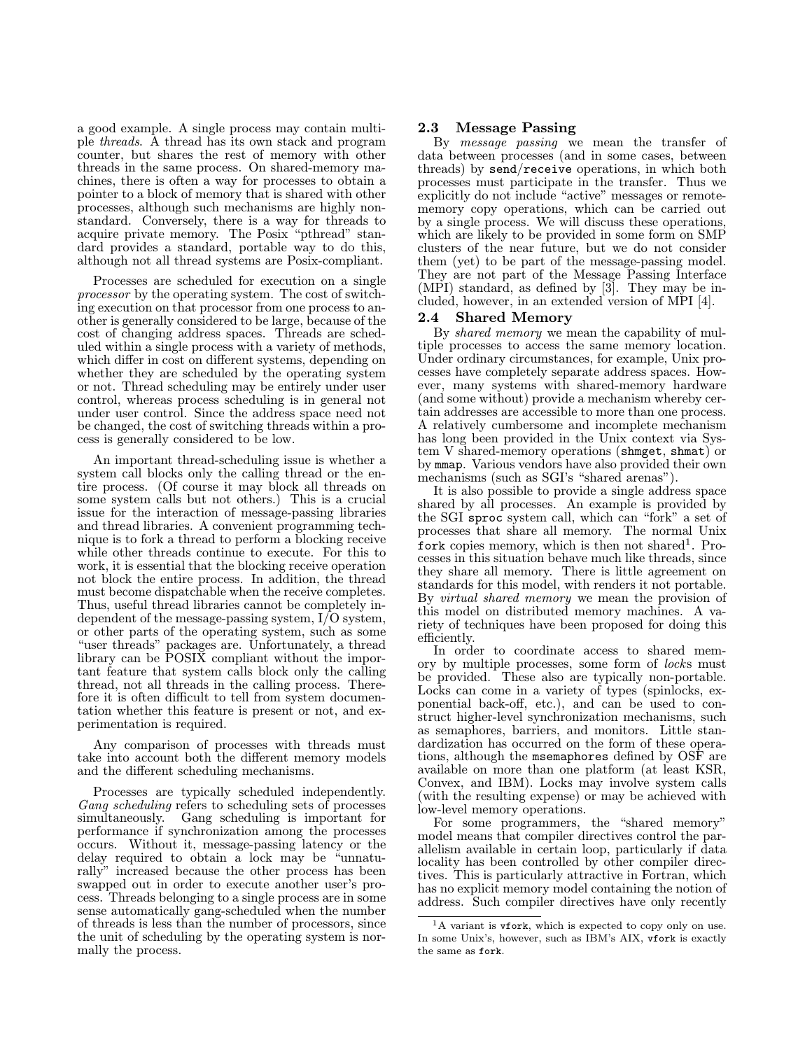a good example. A single process may contain multiple *threads*. A thread has its own stack and program counter, but shares the rest of memory with other threads in the same process. On shared-memory machines, there is often a way for processes to obtain a pointer to a block of memory that is shared with other processes, although such mechanisms are highly nonstandard. Conversely, there is a way for threads to acquire private memory. The Posix "pthread" standard provides a standard, portable way to do this, although not all thread systems are Posix-compliant.

Processes are scheduled for execution on a single *processor* by the operating system. The cost of switching execution on that processor from one process to another is generally considered to be large, because of the cost of changing address spaces. Threads are scheduled within a single process with a variety of methods, which differ in cost on different systems, depending on whether they are scheduled by the operating system or not. Thread scheduling may be entirely under user control, whereas process scheduling is in general not under user control. Since the address space need not be changed, the cost of switching threads within a process is generally considered to be low.

An important thread-scheduling issue is whether a system call blocks only the calling thread or the entire process. (Of course it may block all threads on some system calls but not others.) This is a crucial issue for the interaction of message-passing libraries and thread libraries. A convenient programming technique is to fork a thread to perform a blocking receive while other threads continue to execute. For this to work, it is essential that the blocking receive operation not block the entire process. In addition, the thread must become dispatchable when the receive completes. Thus, useful thread libraries cannot be completely independent of the message-passing system, I/O system, or other parts of the operating system, such as some "user threads" packages are. Unfortunately, a thread library can be POSIX compliant without the important feature that system calls block only the calling thread, not all threads in the calling process. Therefore it is often difficult to tell from system documentation whether this feature is present or not, and experimentation is required.

Any comparison of processes with threads must take into account both the different memory models and the different scheduling mechanisms.

Processes are typically scheduled independently. *Gang scheduling* refers to scheduling sets of processes simultaneously. Gang scheduling is important for performance if synchronization among the processes occurs. Without it, message-passing latency or the delay required to obtain a lock may be "unnaturally" increased because the other process has been swapped out in order to execute another user's process. Threads belonging to a single process are in some sense automatically gang-scheduled when the number of threads is less than the number of processors, since the unit of scheduling by the operating system is normally the process.

## 2.3 Message Passing

By *message passing* we mean the transfer of data between processes (and in some cases, between threads) by `send`/`receive` operations, in which both processes must participate in the transfer. Thus we explicitly do not include "active" messages or remote-memory copy operations, which can be carried out by a single process. We will discuss these operations, which are likely to be provided in some form on SMP clusters of the near future, but we do not consider them (yet) to be part of the message-passing model. They are not part of the Message Passing Interface (MPI) standard, as defined by [3]. They may be included, however, in an extended version of MPI [4].

## 2.4 Shared Memory

By *shared memory* we mean the capability of multiple processes to access the same memory location. Under ordinary circumstances, for example, Unix processes have completely separate address spaces. However, many systems with shared-memory hardware (and some without) provide a mechanism whereby certain addresses are accessible to more than one process. A relatively cumbersome and incomplete mechanism has long been provided in the Unix context via System V shared-memory operations (`shmget`, `shmat`) or by `mmap`. Various vendors have also provided their own mechanisms (such as SGI's "shared arenas").

It is also possible to provide a single address space shared by all processes. An example is provided by the SGI `sproc` system call, which can "fork" a set of processes that share all memory. The normal Unix `fork` copies memory, which is then not shared[1]. Processes in this situation behave much like threads, since they share all memory. There is little agreement on standards for this model, with renders it not portable. By *virtual shared memory* we mean the provision of this model on distributed memory machines. A variety of techniques have been proposed for doing this efficiently.

In order to coordinate access to shared memory by multiple processes, some form of *lock*s must be provided. These also are typically non-portable. Locks can come in a variety of types (spinlocks, exponential back-off, etc.), and can be used to construct higher-level synchronization mechanisms, such as semaphores, barriers, and monitors. Little standardization has occurred on the form of these operations, although the `msemaphores` defined by OSF are available on more than one platform (at least KSR, Convex, and IBM). Locks may involve system calls (with the resulting expense) or may be achieved with low-level memory operations.

For some programmers, the "shared memory" model means that compiler directives control the parallelism available in certain loop, particularly if data locality has been controlled by other compiler directives. This is particularly attractive in Fortran, which has no explicit memory model containing the notion of address. Such compiler directives have only recently

[1] A variant is `vfork`, which is expected to copy only on use. In some Unix's, however, such as IBM's AIX, `vfork` is exactly the same as `fork`.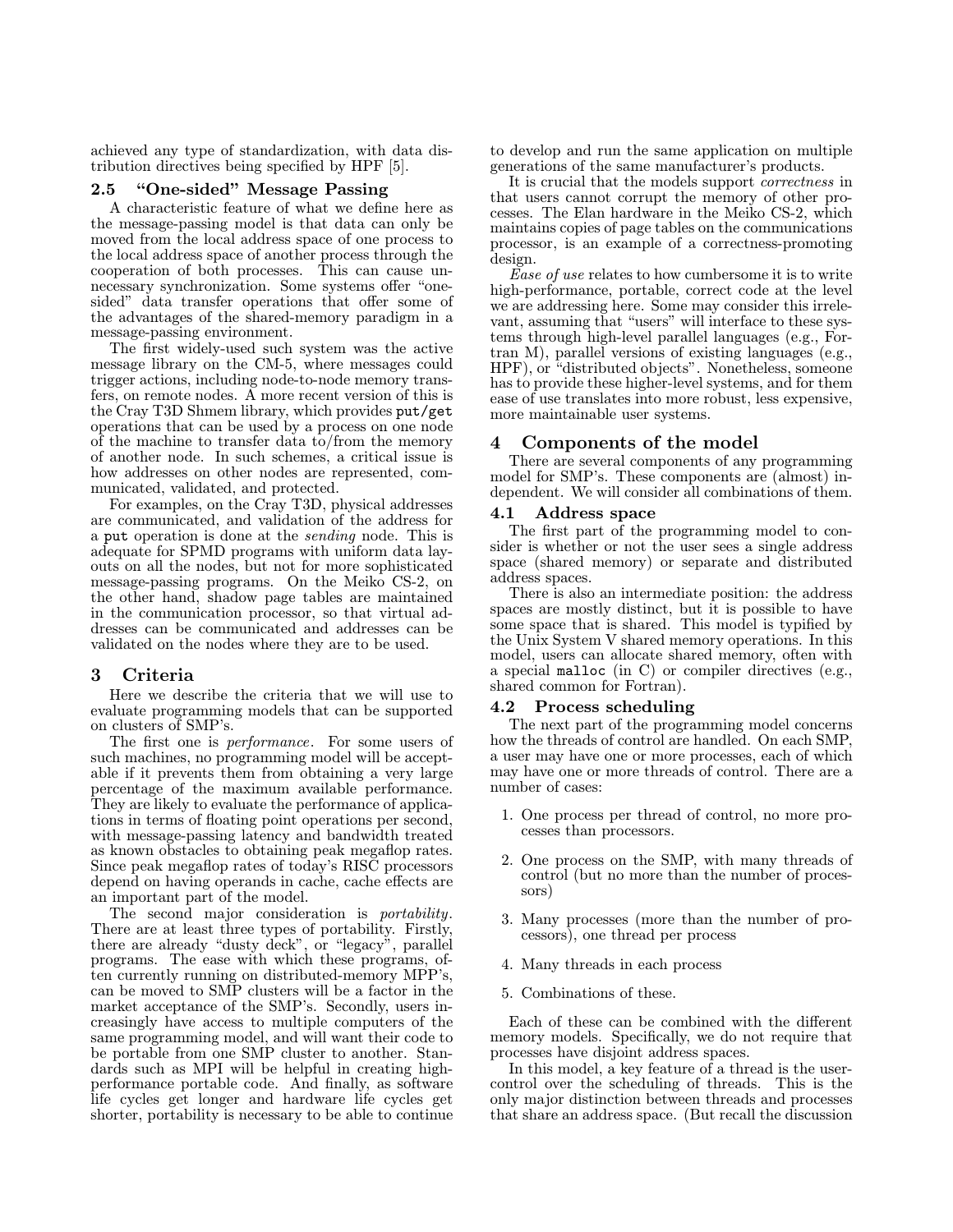achieved any type of standardization, with data distribution directives being specified by HPF [5].

### 2.5 "One-sided" Message Passing

A characteristic feature of what we define here as the message-passing model is that data can only be moved from the local address space of one process to the local address space of another process through the cooperation of both processes. This can cause unnecessary synchronization. Some systems offer "one-sided" data transfer operations that offer some of the advantages of the shared-memory paradigm in a message-passing environment.

The first widely-used such system was the active message library on the CM-5, where messages could trigger actions, including node-to-node memory transfers, on remote nodes. A more recent version of this is the Cray T3D Shmem library, which provides `put/get` operations that can be used by a process on one node of the machine to transfer data to/from the memory of another node. In such schemes, a critical issue is how addresses on other nodes are represented, communicated, validated, and protected.

For examples, on the Cray T3D, physical addresses are communicated, and validation of the address for a `put` operation is done at the *sending* node. This is adequate for SPMD programs with uniform data layouts on all the nodes, but not for more sophisticated message-passing programs. On the Meiko CS-2, on the other hand, shadow page tables are maintained in the communication processor, so that virtual addresses can be communicated and addresses can be validated on the nodes where they are to be used.

## 3 Criteria

Here we describe the criteria that we will use to evaluate programming models that can be supported on clusters of SMP's.

The first one is *performance*. For some users of such machines, no programming model will be acceptable if it prevents them from obtaining a very large percentage of the maximum available performance. They are likely to evaluate the performance of applications in terms of floating point operations per second, with message-passing latency and bandwidth treated as known obstacles to obtaining peak megaflop rates. Since peak megaflop rates of today's RISC processors depend on having operands in cache, cache effects are an important part of the model.

The second major consideration is *portability*. There are at least three types of portability. Firstly, there are already "dusty deck", or "legacy", parallel programs. The ease with which these programs, often currently running on distributed-memory MPP's, can be moved to SMP clusters will be a factor in the market acceptance of the SMP's. Secondly, users increasingly have access to multiple computers of the same programming model, and will want their code to be portable from one SMP cluster to another. Standards such as MPI will be helpful in creating high-performance portable code. And finally, as software life cycles get longer and hardware life cycles get shorter, portability is necessary to be able to continue to develop and run the same application on multiple generations of the same manufacturer's products.

It is crucial that the models support *correctness* in that users cannot corrupt the memory of other processes. The Elan hardware in the Meiko CS-2, which maintains copies of page tables on the communications processor, is an example of a correctness-promoting design.

*Ease of use* relates to how cumbersome it is to write high-performance, portable, correct code at the level we are addressing here. Some may consider this irrelevant, assuming that "users" will interface to these systems through high-level parallel languages (e.g., Fortran M), parallel versions of existing languages (e.g., HPF), or "distributed objects". Nonetheless, someone has to provide these higher-level systems, and for them ease of use translates into more robust, less expensive, more maintainable user systems.

## 4 Components of the model

There are several components of any programming model for SMP's. These components are (almost) independent. We will consider all combinations of them.

### 4.1 Address space

The first part of the programming model to consider is whether or not the user sees a single address space (shared memory) or separate and distributed address spaces.

There is also an intermediate position: the address spaces are mostly distinct, but it is possible to have some space that is shared. This model is typified by the Unix System V shared memory operations. In this model, users can allocate shared memory, often with a special `malloc` (in C) or compiler directives (e.g., shared common for Fortran).

### 4.2 Process scheduling

The next part of the programming model concerns how the threads of control are handled. On each SMP, a user may have one or more processes, each of which may have one or more threads of control. There are a number of cases:

1. One process per thread of control, no more processes than processors.
2. One process on the SMP, with many threads of control (but no more than the number of processors)
3. Many processes (more than the number of processors), one thread per process
4. Many threads in each process
5. Combinations of these.

Each of these can be combined with the different memory models. Specifically, we do not require that processes have disjoint address spaces.

In this model, a key feature of a thread is the user-control over the scheduling of threads. This is the only major distinction between threads and processes that share an address space. (But recall the discussion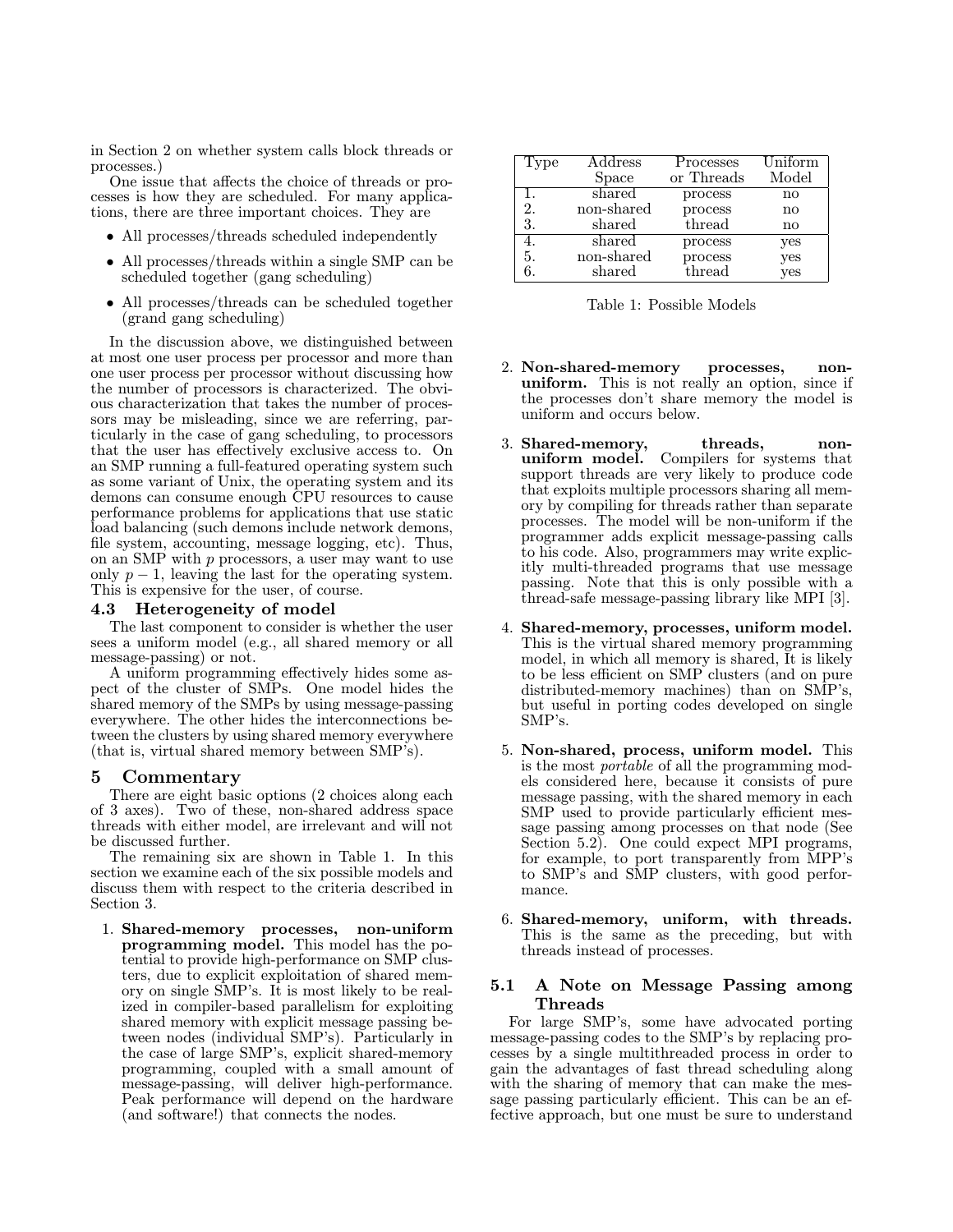in Section 2 on whether system calls block threads or processes.)

One issue that affects the choice of threads or processes is how they are scheduled. For many applications, there are three important choices. They are

- All processes/threads scheduled independently
- All processes/threads within a single SMP can be scheduled together (gang scheduling)
- All processes/threads can be scheduled together (grand gang scheduling)

In the discussion above, we distinguished between at most one user process per processor and more than one user process per processor without discussing how the number of processors is characterized. The obvious characterization that takes the number of processors may be misleading, since we are referring, particularly in the case of gang scheduling, to processors that the user has effectively exclusive access to. On an SMP running a full-featured operating system such as some variant of Unix, the operating system and its demons can consume enough CPU resources to cause performance problems for applications that use static load balancing (such demons include network demons, file system, accounting, message logging, etc). Thus, on an SMP with $p$ processors, a user may want to use only $p-1$, leaving the last for the operating system. This is expensive for the user, of course.

### 4.3 Heterogeneity of model

The last component to consider is whether the user sees a uniform model (e.g., all shared memory or all message-passing) or not.

A uniform programming effectively hides some aspect of the cluster of SMPs. One model hides the shared memory of the SMPs by using message-passing everywhere. The other hides the interconnections between the clusters by using shared memory everywhere (that is, virtual shared memory between SMP's).

## 5 Commentary

There are eight basic options (2 choices along each of 3 axes). Two of these, non-shared address space threads with either model, are irrelevant and will not be discussed further.

The remaining six are shown in Table 1. In this section we examine each of the six possible models and discuss them with respect to the criteria described in Section 3.

| Type | Address Space | Processes or Threads | Uniform Model |
|---|---|---|---|
| 1. | shared | process | no |
| 2. | non-shared | process | no |
| 3. | shared | thread | no |
| 4. | shared | process | yes |
| 5. | non-shared | process | yes |
| 6. | shared | thread | yes |

Table 1: Possible Models

1. **Shared-memory processes, non-uniform programming model.** This model has the potential to provide high-performance on SMP clusters, due to explicit exploitation of shared memory on single SMP's. It is most likely to be realized in compiler-based parallelism for exploiting shared memory with explicit message passing between nodes (individual SMP's). Particularly in the case of large SMP's, explicit shared-memory programming, coupled with a small amount of message-passing, will deliver high-performance. Peak performance will depend on the hardware (and software!) that connects the nodes.

2. **Non-shared-memory processes, non-uniform.** This is not really an option, since if the processes don't share memory the model is uniform and occurs below.

3. **Shared-memory, threads, non-uniform model.** Compilers for systems that support threads are very likely to produce code that exploits multiple processors sharing all memory by compiling for threads rather than separate processes. The model will be non-uniform if the programmer adds explicit message-passing calls to his code. Also, programmers may write explicitly multi-threaded programs that use message passing. Note that this is only possible with a thread-safe message-passing library like MPI [3].

4. **Shared-memory, processes, uniform model.** This is the virtual shared memory programming model, in which all memory is shared, It is likely to be less efficient on SMP clusters (and on pure distributed-memory machines) than on SMP's, but useful in porting codes developed on single SMP's.

5. **Non-shared, process, uniform model.** This is the most *portable* of all the programming models considered here, because it consists of pure message passing, with the shared memory in each SMP used to provide particularly efficient message passing among processes on that node (See Section 5.2). One could expect MPI programs, for example, to port transparently from MPP's to SMP's and SMP clusters, with good performance.

6. **Shared-memory, uniform, with threads.** This is the same as the preceding, but with threads instead of processes.

### 5.1 A Note on Message Passing among Threads

For large SMP's, some have advocated porting message-passing codes to the SMP's by replacing processes by a single multithreaded process in order to gain the advantages of fast thread scheduling along with the sharing of memory that can make the message passing particularly efficient. This can be an effective approach, but one must be sure to understand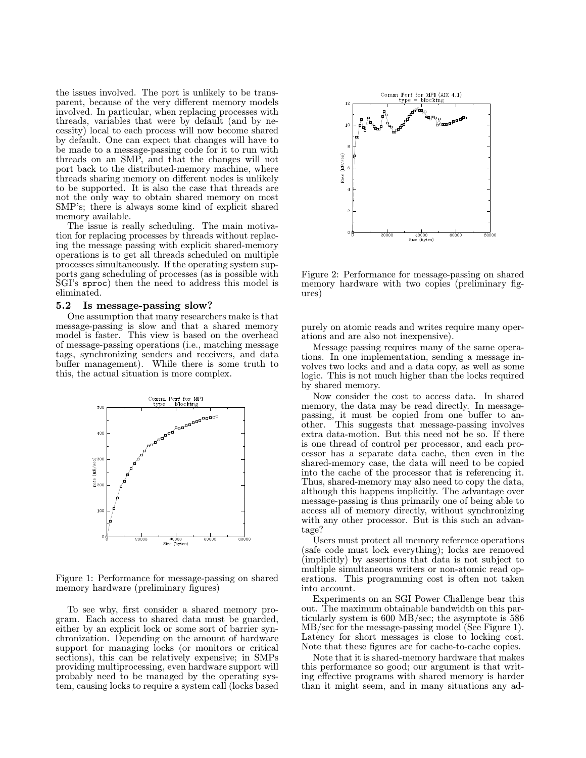the issues involved. The port is unlikely to be transparent, because of the very different memory models involved. In particular, when replacing processes with threads, variables that were by default (and by necessity) local to each process will now become shared by default. One can expect that changes will have to be made to a message-passing code for it to run with threads on an SMP, and that the changes will not port back to the distributed-memory machine, where threads sharing memory on different nodes is unlikely to be supported. It is also the case that threads are not the only way to obtain shared memory on most SMP's; there is always some kind of explicit shared memory available.

The issue is really scheduling. The main motivation for replacing processes by threads without replacing the message passing with explicit shared-memory operations is to get all threads scheduled on multiple processes simultaneously. If the operating system supports gang scheduling of processes (as is possible with SGI's `sproc`) then the need to address this model is eliminated.

### 5.2 Is message-passing slow?

One assumption that many researchers make is that message-passing is slow and that a shared memory model is faster. This view is based on the overhead of message-passing operations (i.e., matching message tags, synchronizing senders and receivers, and data buffer management). While there is some truth to this, the actual situation is more complex.

Figure 1: Performance for message-passing on shared memory hardware (preliminary figures)

To see why, first consider a shared memory program. Each access to shared data must be guarded, either by an explicit lock or some sort of barrier synchronization. Depending on the amount of hardware support for managing locks (or monitors or critical sections), this can be relatively expensive; in SMPs providing multiprocessing, even hardware support will probably need to be managed by the operating system, causing locks to require a system call (locks based purely on atomic reads and writes require many operations and are also not inexpensive).

Figure 2: Performance for message-passing on shared memory hardware with two copies (preliminary figures)

Message passing requires many of the same operations. In one implementation, sending a message involves two locks and and a data copy, as well as some logic. This is not much higher than the locks required by shared memory.

Now consider the cost to access data. In shared memory, the data may be read directly. In message-passing, it must be copied from one buffer to another. This suggests that message-passing involves extra data-motion. But this need not be so. If there is one thread of control per processor, and each processor has a separate data cache, then even in the shared-memory case, the data will need to be copied into the cache of the processor that is referencing it. Thus, shared-memory may also need to copy the data, although this happens implicitly. The advantage over message-passing is thus primarily one of being able to access all of memory directly, without synchronizing with any other processor. But is this such an advantage?

Users must protect all memory reference operations (safe code must lock everything); locks are removed (implicitly) by assertions that data is not subject to multiple simultaneous writers or non-atomic read operations. This programming cost is often not taken into account.

Experiments on an SGI Power Challenge bear this out. The maximum obtainable bandwidth on this particularly system is 600 MB/sec; the asymptote is 586 MB/sec for the message-passing model (See Figure 1). Latency for short messages is close to locking cost. Note that these figures are for cache-to-cache copies.

Note that it is shared-memory hardware that makes this performance so good; our argument is that writing effective programs with shared memory is harder than it might seem, and in many situations any ad-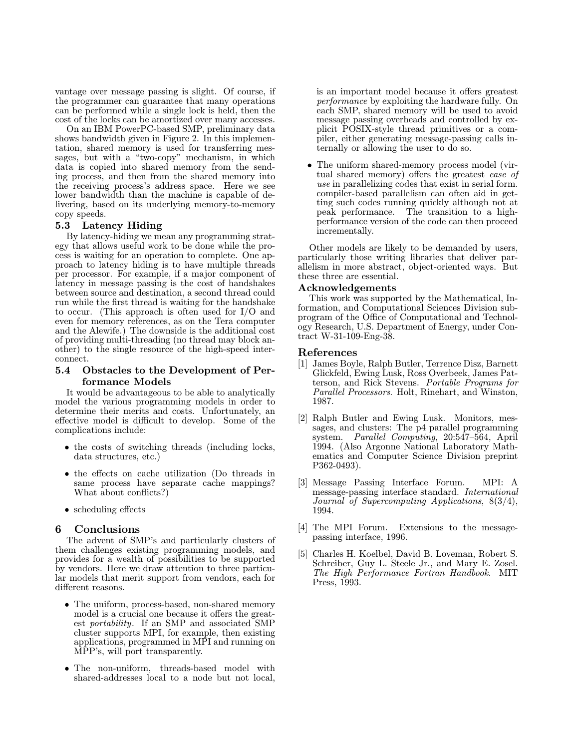vantage over message passing is slight. Of course, if the programmer can guarantee that many operations can be performed while a single lock is held, then the cost of the locks can be amortized over many accesses.

On an IBM PowerPC-based SMP, preliminary data shows bandwidth given in Figure 2. In this implementation, shared memory is used for transferring messages, but with a "two-copy" mechanism, in which data is copied into shared memory from the sending process, and then from the shared memory into the receiving process's address space. Here we see lower bandwidth than the machine is capable of delivering, based on its underlying memory-to-memory copy speeds.

### 5.3 Latency Hiding

By latency-hiding we mean any programming strategy that allows useful work to be done while the process is waiting for an operation to complete. One approach to latency hiding is to have multiple threads per processor. For example, if a major component of latency in message passing is the cost of handshakes between source and destination, a second thread could run while the first thread is waiting for the handshake to occur. (This approach is often used for I/O and even for memory references, as on the Tera computer and the Alewife.) The downside is the additional cost of providing multi-threading (no thread may block another) to the single resource of the high-speed interconnect.

### 5.4 Obstacles to the Development of Performance Models

It would be advantageous to be able to analytically model the various programming models in order to determine their merits and costs. Unfortunately, an effective model is difficult to develop. Some of the complications include:

- the costs of switching threads (including locks, data structures, etc.)
- the effects on cache utilization (Do threads in same process have separate cache mappings? What about conflicts?)
- scheduling effects

## 6 Conclusions

The advent of SMP's and particularly clusters of them challenges existing programming models, and provides for a wealth of possibilities to be supported by vendors. Here we draw attention to three particular models that merit support from vendors, each for different reasons.

- The uniform, process-based, non-shared memory model is a crucial one because it offers the greatest *portability*. If an SMP and associated SMP cluster supports MPI, for example, then existing applications, programmed in MPI and running on MPP's, will port transparently.
- The non-uniform, threads-based model with shared-addresses local to a node but not local, is an important model because it offers greatest *performance* by exploiting the hardware fully. On each SMP, shared memory will be used to avoid message passing overheads and controlled by explicit POSIX-style thread primitives or a compiler, either generating message-passing calls internally or allowing the user to do so.
- The uniform shared-memory process model (virtual shared memory) offers the greatest *ease of use* in parallelizing codes that exist in serial form. compiler-based parallelism can often aid in getting such codes running quickly although not at peak performance. The transition to a high-performance version of the code can then proceed incrementally.

Other models are likely to be demanded by users, particularly those writing libraries that deliver parallelism in more abstract, object-oriented ways. But these three are essential.

### Acknowledgements

This work was supported by the Mathematical, Information, and Computational Sciences Division subprogram of the Office of Computational and Technology Research, U.S. Department of Energy, under Contract W-31-109-Eng-38.

## References

[1] James Boyle, Ralph Butler, Terrence Disz, Barnett Glickfeld, Ewing Lusk, Ross Overbeek, James Patterson, and Rick Stevens. *Portable Programs for Parallel Processors*. Holt, Rinehart, and Winston, 1987.

[2] Ralph Butler and Ewing Lusk. Monitors, messages, and clusters: The p4 parallel programming system. *Parallel Computing*, 20:547–564, April 1994. (Also Argonne National Laboratory Mathematics and Computer Science Division preprint P362-0493).

[3] Message Passing Interface Forum. MPI: A message-passing interface standard. *International Journal of Supercomputing Applications*, 8(3/4), 1994.

[4] The MPI Forum. Extensions to the message-passing interface, 1996.

[5] Charles H. Koelbel, David B. Loveman, Robert S. Schreiber, Guy L. Steele Jr., and Mary E. Zosel. *The High Performance Fortran Handbook*. MIT Press, 1993.